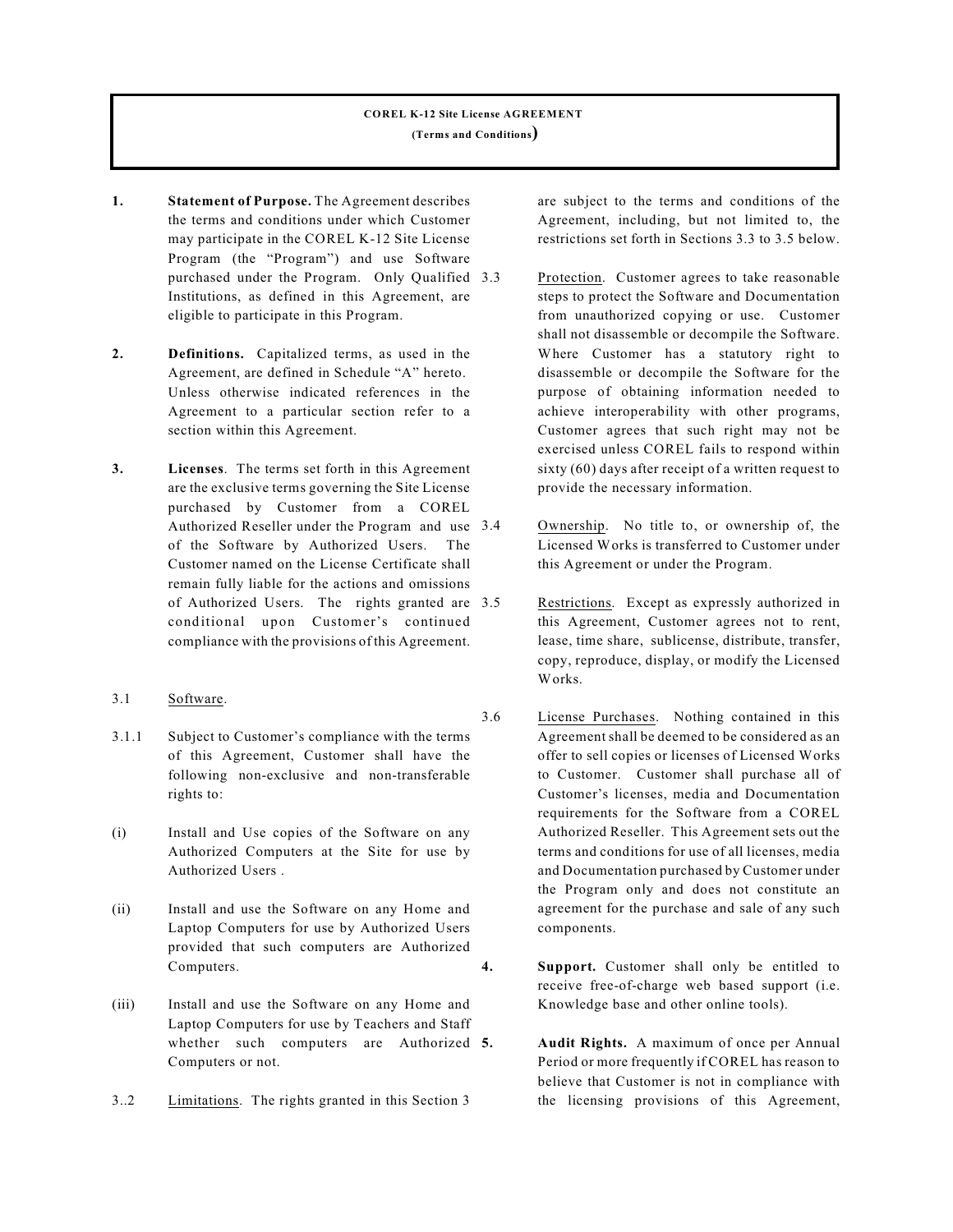**COREL K-12 Site License AGREEMENT**
**(Terms and Conditions)**

**1. Statement of Purpose.** The Agreement describes the terms and conditions under which Customer may participate in the COREL K-12 Site License Program (the "Program") and use Software purchased under the Program. Only Qualified Institutions, as defined in this Agreement, are eligible to participate in this Program.

**2. Definitions.** Capitalized terms, as used in the Agreement, are defined in Schedule "A" hereto. Unless otherwise indicated references in the Agreement to a particular section refer to a section within this Agreement.

**3. Licenses**. The terms set forth in this Agreement are the exclusive terms governing the Site License purchased by Customer from a COREL Authorized Reseller under the Program and use of the Software by Authorized Users. The Customer named on the License Certificate shall remain fully liable for the actions and omissions of Authorized Users. The rights granted are conditional upon Customer's continued compliance with the provisions of this Agreement.

3.1 Software.

3.1.1 Subject to Customer's compliance with the terms of this Agreement, Customer shall have the following non-exclusive and non-transferable rights to:

(i) Install and Use copies of the Software on any Authorized Computers at the Site for use by Authorized Users .

(ii) Install and use the Software on any Home and Laptop Computers for use by Authorized Users provided that such computers are Authorized Computers.

(iii) Install and use the Software on any Home and Laptop Computers for use by Teachers and Staff whether such computers are Authorized Computers or not.

3..2 Limitations. The rights granted in this Section 3 are subject to the terms and conditions of the Agreement, including, but not limited to, the restrictions set forth in Sections 3.3 to 3.5 below.

3.3 Protection. Customer agrees to take reasonable steps to protect the Software and Documentation from unauthorized copying or use. Customer shall not disassemble or decompile the Software. Where Customer has a statutory right to disassemble or decompile the Software for the purpose of obtaining information needed to achieve interoperability with other programs, Customer agrees that such right may not be exercised unless COREL fails to respond within sixty (60) days after receipt of a written request to provide the necessary information.

3.4 Ownership. No title to, or ownership of, the Licensed Works is transferred to Customer under this Agreement or under the Program.

3.5 Restrictions. Except as expressly authorized in this Agreement, Customer agrees not to rent, lease, time share, sublicense, distribute, transfer, copy, reproduce, display, or modify the Licensed Works.

3.6 License Purchases. Nothing contained in this Agreement shall be deemed to be considered as an offer to sell copies or licenses of Licensed Works to Customer. Customer shall purchase all of Customer's licenses, media and Documentation requirements for the Software from a COREL Authorized Reseller. This Agreement sets out the terms and conditions for use of all licenses, media and Documentation purchased by Customer under the Program only and does not constitute an agreement for the purchase and sale of any such components.

**4. Support.** Customer shall only be entitled to receive free-of-charge web based support (i.e. Knowledge base and other online tools).

**5. Audit Rights.** A maximum of once per Annual Period or more frequently if COREL has reason to believe that Customer is not in compliance with the licensing provisions of this Agreement,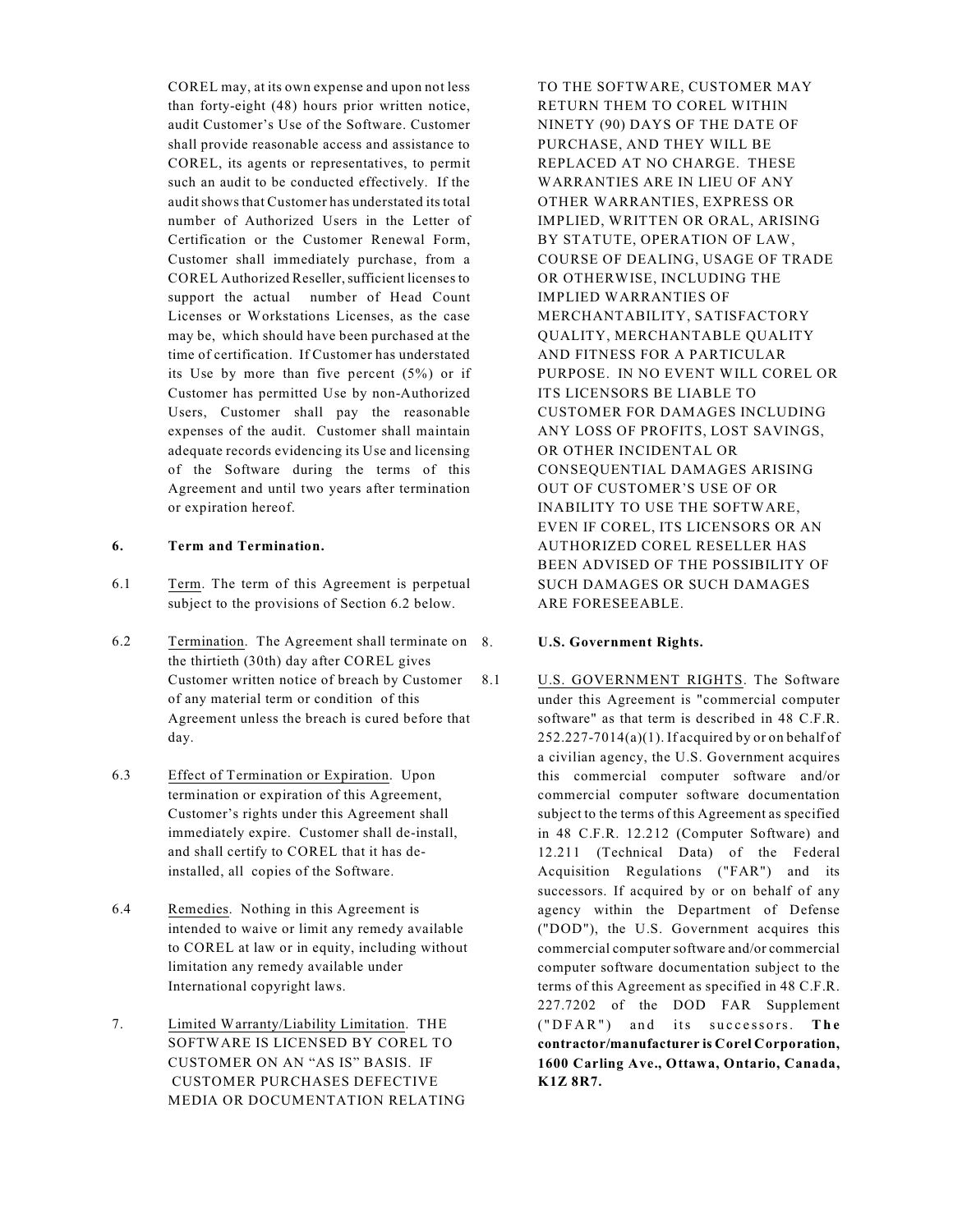COREL may, at its own expense and upon not less than forty-eight (48) hours prior written notice, audit Customer's Use of the Software. Customer shall provide reasonable access and assistance to COREL, its agents or representatives, to permit such an audit to be conducted effectively. If the audit shows that Customer has understated its total number of Authorized Users in the Letter of Certification or the Customer Renewal Form, Customer shall immediately purchase, from a COREL Authorized Reseller, sufficient licenses to support the actual number of Head Count Licenses or Workstations Licenses, as the case may be, which should have been purchased at the time of certification. If Customer has understated its Use by more than five percent (5%) or if Customer has permitted Use by non-Authorized Users, Customer shall pay the reasonable expenses of the audit. Customer shall maintain adequate records evidencing its Use and licensing of the Software during the terms of this Agreement and until two years after termination or expiration hereof.

**6. Term and Termination.**

6.1 Term. The term of this Agreement is perpetual subject to the provisions of Section 6.2 below.

6.2 Termination. The Agreement shall terminate on the thirtieth (30th) day after COREL gives Customer written notice of breach by Customer of any material term or condition of this Agreement unless the breach is cured before that day.

6.3 Effect of Termination or Expiration. Upon termination or expiration of this Agreement, Customer's rights under this Agreement shall immediately expire. Customer shall de-install, and shall certify to COREL that it has de-installed, all copies of the Software.

6.4 Remedies. Nothing in this Agreement is intended to waive or limit any remedy available to COREL at law or in equity, including without limitation any remedy available under International copyright laws.

7. Limited Warranty/Liability Limitation. THE SOFTWARE IS LICENSED BY COREL TO CUSTOMER ON AN "AS IS" BASIS. IF CUSTOMER PURCHASES DEFECTIVE MEDIA OR DOCUMENTATION RELATING TO THE SOFTWARE, CUSTOMER MAY RETURN THEM TO COREL WITHIN NINETY (90) DAYS OF THE DATE OF PURCHASE, AND THEY WILL BE REPLACED AT NO CHARGE. THESE WARRANTIES ARE IN LIEU OF ANY OTHER WARRANTIES, EXPRESS OR IMPLIED, WRITTEN OR ORAL, ARISING BY STATUTE, OPERATION OF LAW, COURSE OF DEALING, USAGE OF TRADE OR OTHERWISE, INCLUDING THE IMPLIED WARRANTIES OF MERCHANTABILITY, SATISFACTORY QUALITY, MERCHANTABLE QUALITY AND FITNESS FOR A PARTICULAR PURPOSE. IN NO EVENT WILL COREL OR ITS LICENSORS BE LIABLE TO CUSTOMER FOR DAMAGES INCLUDING ANY LOSS OF PROFITS, LOST SAVINGS, OR OTHER INCIDENTAL OR CONSEQUENTIAL DAMAGES ARISING OUT OF CUSTOMER'S USE OF OR INABILITY TO USE THE SOFTWARE, EVEN IF COREL, ITS LICENSORS OR AN AUTHORIZED COREL RESELLER HAS BEEN ADVISED OF THE POSSIBILITY OF SUCH DAMAGES OR SUCH DAMAGES ARE FORESEEABLE.

**8. U.S. Government Rights.**

8.1 U.S. GOVERNMENT RIGHTS. The Software under this Agreement is "commercial computer software" as that term is described in 48 C.F.R. 252.227-7014(a)(1). If acquired by or on behalf of a civilian agency, the U.S. Government acquires this commercial computer software and/or commercial computer software documentation subject to the terms of this Agreement as specified in 48 C.F.R. 12.212 (Computer Software) and 12.211 (Technical Data) of the Federal Acquisition Regulations ("FAR") and its successors. If acquired by or on behalf of any agency within the Department of Defense ("DOD"), the U.S. Government acquires this commercial computer software and/or commercial computer software documentation subject to the terms of this Agreement as specified in 48 C.F.R. 227.7202 of the DOD FAR Supplement ("DFAR") and its successors. **The contractor/manufacturer is Corel Corporation, 1600 Carling Ave., Ottawa, Ontario, Canada, K1Z 8R7.**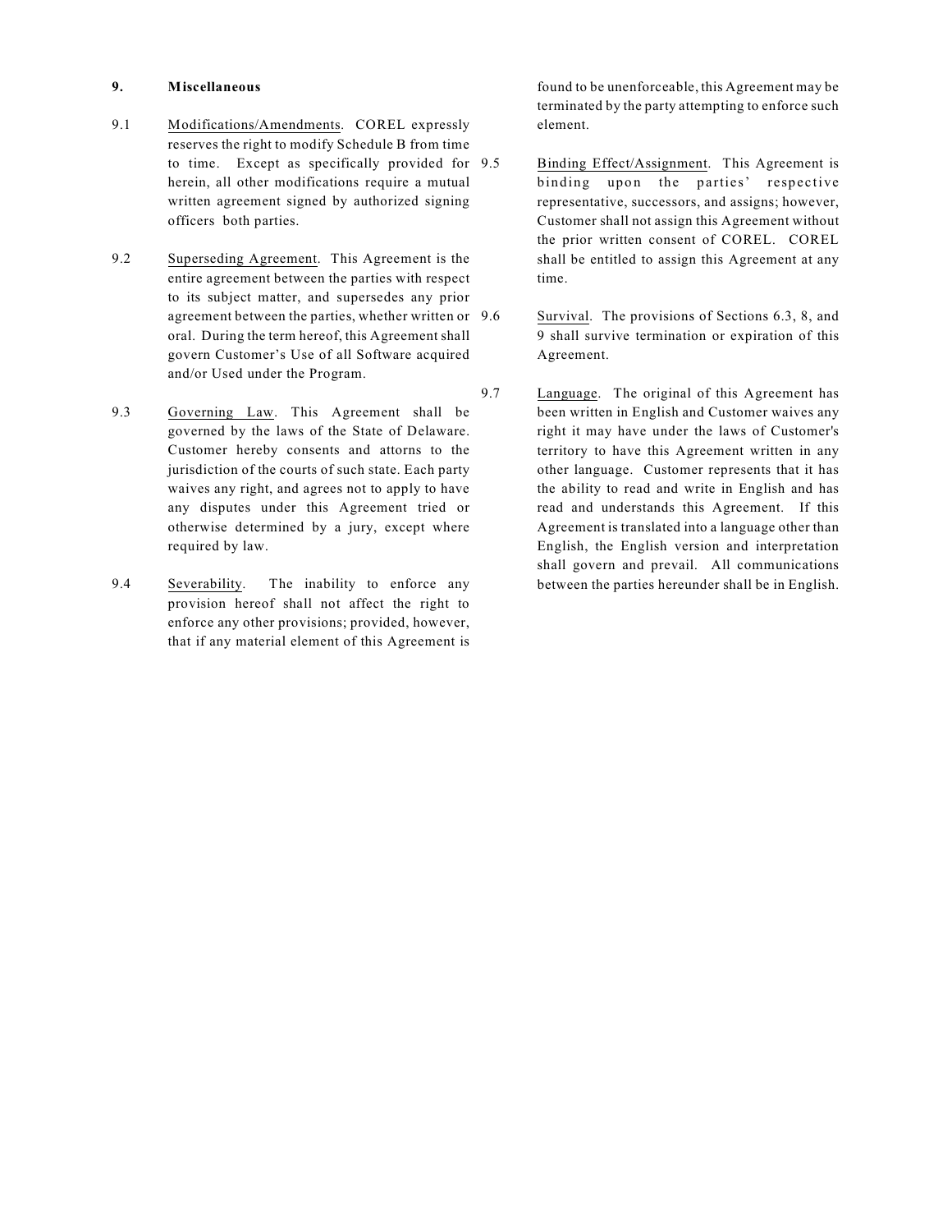**9. Miscellaneous**

9.1 Modifications/Amendments. COREL expressly reserves the right to modify Schedule B from time to time. Except as specifically provided for herein, all other modifications require a mutual written agreement signed by authorized signing officers both parties.

9.2 Superseding Agreement. This Agreement is the entire agreement between the parties with respect to its subject matter, and supersedes any prior agreement between the parties, whether written or oral. During the term hereof, this Agreement shall govern Customer's Use of all Software acquired and/or Used under the Program.

9.3 Governing Law. This Agreement shall be governed by the laws of the State of Delaware. Customer hereby consents and attorns to the jurisdiction of the courts of such state. Each party waives any right, and agrees not to apply to have any disputes under this Agreement tried or otherwise determined by a jury, except where required by law.

9.4 Severability. The inability to enforce any provision hereof shall not affect the right to enforce any other provisions; provided, however, that if any material element of this Agreement is found to be unenforceable, this Agreement may be terminated by the party attempting to enforce such element.

9.5 Binding Effect/Assignment. This Agreement is binding upon the parties' respective representative, successors, and assigns; however, Customer shall not assign this Agreement without the prior written consent of COREL. COREL shall be entitled to assign this Agreement at any time.

9.6 Survival. The provisions of Sections 6.3, 8, and 9 shall survive termination or expiration of this Agreement.

9.7 Language. The original of this Agreement has been written in English and Customer waives any right it may have under the laws of Customer's territory to have this Agreement written in any other language. Customer represents that it has the ability to read and write in English and has read and understands this Agreement. If this Agreement is translated into a language other than English, the English version and interpretation shall govern and prevail. All communications between the parties hereunder shall be in English.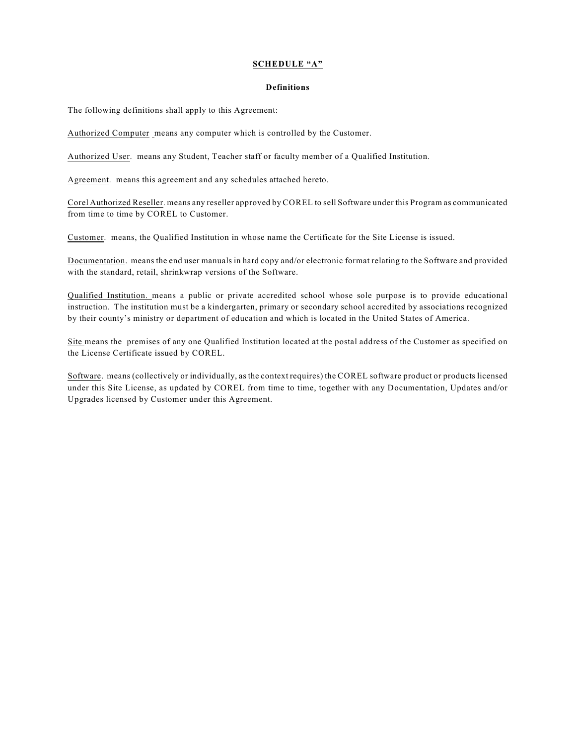## SCHEDULE "A"

### Definitions

The following definitions shall apply to this Agreement:

Authorized Computer means any computer which is controlled by the Customer.

Authorized User. means any Student, Teacher staff or faculty member of a Qualified Institution.

Agreement. means this agreement and any schedules attached hereto.

Corel Authorized Reseller. means any reseller approved by COREL to sell Software under this Program as communicated from time to time by COREL to Customer.

Customer. means, the Qualified Institution in whose name the Certificate for the Site License is issued.

Documentation. means the end user manuals in hard copy and/or electronic format relating to the Software and provided with the standard, retail, shrinkwrap versions of the Software.

Qualified Institution. means a public or private accredited school whose sole purpose is to provide educational instruction. The institution must be a kindergarten, primary or secondary school accredited by associations recognized by their county's ministry or department of education and which is located in the United States of America.

Site means the premises of any one Qualified Institution located at the postal address of the Customer as specified on the License Certificate issued by COREL.

Software. means (collectively or individually, as the context requires) the COREL software product or products licensed under this Site License, as updated by COREL from time to time, together with any Documentation, Updates and/or Upgrades licensed by Customer under this Agreement.